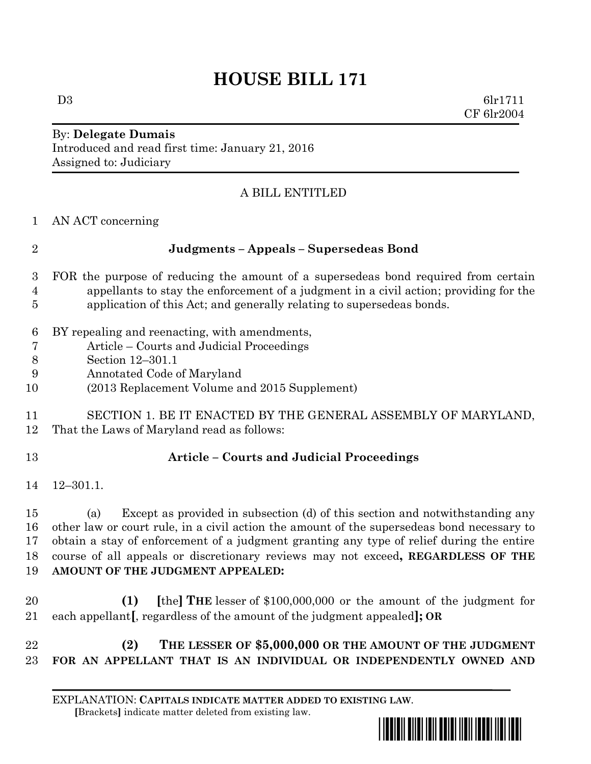# HOUSE BILL 171

D3 6lr1711
CF 6lr2004

By: **Delegate Dumais**
Introduced and read first time: January 21, 2016
Assigned to: Judiciary

A BILL ENTITLED

AN ACT concerning

**Judgments – Appeals – Supersedeas Bond**

FOR the purpose of reducing the amount of a supersedeas bond required from certain appellants to stay the enforcement of a judgment in a civil action; providing for the application of this Act; and generally relating to supersedeas bonds.

BY repealing and reenacting, with amendments,
Article – Courts and Judicial Proceedings
Section 12–301.1
Annotated Code of Maryland
(2013 Replacement Volume and 2015 Supplement)

SECTION 1. BE IT ENACTED BY THE GENERAL ASSEMBLY OF MARYLAND, That the Laws of Maryland read as follows:

**Article – Courts and Judicial Proceedings**

12–301.1.

(a) Except as provided in subsection (d) of this section and notwithstanding any other law or court rule, in a civil action the amount of the supersedeas bond necessary to obtain a stay of enforcement of a judgment granting any type of relief during the entire course of all appeals or discretionary reviews may not exceed**, REGARDLESS OF THE AMOUNT OF THE JUDGMENT APPEALED:**

**(1)** **[**the**]** **THE** lesser of $100,000,000 or the amount of the judgment for each appellant**[**, regardless of the amount of the judgment appealed**]; OR**

**(2) THE LESSER OF $5,000,000 OR THE AMOUNT OF THE JUDGMENT FOR AN APPELLANT THAT IS AN INDIVIDUAL OR INDEPENDENTLY OWNED AND**

EXPLANATION: **CAPITALS INDICATE MATTER ADDED TO EXISTING LAW**.
**[**Brackets**]** indicate matter deleted from existing law.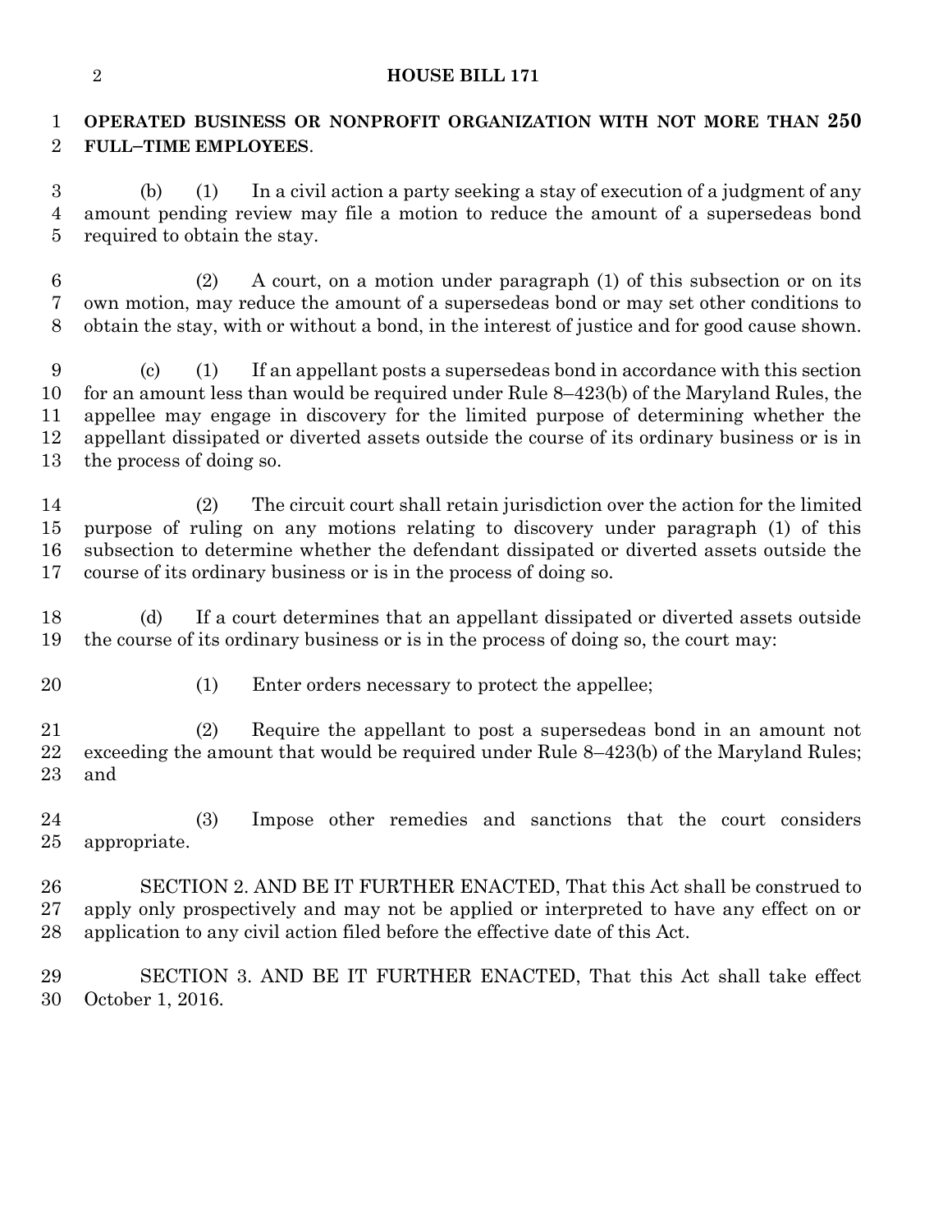**OPERATED BUSINESS OR NONPROFIT ORGANIZATION WITH NOT MORE THAN 250 FULL–TIME EMPLOYEES**.

(b) (1) In a civil action a party seeking a stay of execution of a judgment of any amount pending review may file a motion to reduce the amount of a supersedeas bond required to obtain the stay.

(2) A court, on a motion under paragraph (1) of this subsection or on its own motion, may reduce the amount of a supersedeas bond or may set other conditions to obtain the stay, with or without a bond, in the interest of justice and for good cause shown.

(c) (1) If an appellant posts a supersedeas bond in accordance with this section for an amount less than would be required under Rule 8–423(b) of the Maryland Rules, the appellee may engage in discovery for the limited purpose of determining whether the appellant dissipated or diverted assets outside the course of its ordinary business or is in the process of doing so.

(2) The circuit court shall retain jurisdiction over the action for the limited purpose of ruling on any motions relating to discovery under paragraph (1) of this subsection to determine whether the defendant dissipated or diverted assets outside the course of its ordinary business or is in the process of doing so.

(d) If a court determines that an appellant dissipated or diverted assets outside the course of its ordinary business or is in the process of doing so, the court may:

(1) Enter orders necessary to protect the appellee;

(2) Require the appellant to post a supersedeas bond in an amount not exceeding the amount that would be required under Rule 8–423(b) of the Maryland Rules; and

(3) Impose other remedies and sanctions that the court considers appropriate.

SECTION 2. AND BE IT FURTHER ENACTED, That this Act shall be construed to apply only prospectively and may not be applied or interpreted to have any effect on or application to any civil action filed before the effective date of this Act.

SECTION 3. AND BE IT FURTHER ENACTED, That this Act shall take effect October 1, 2016.